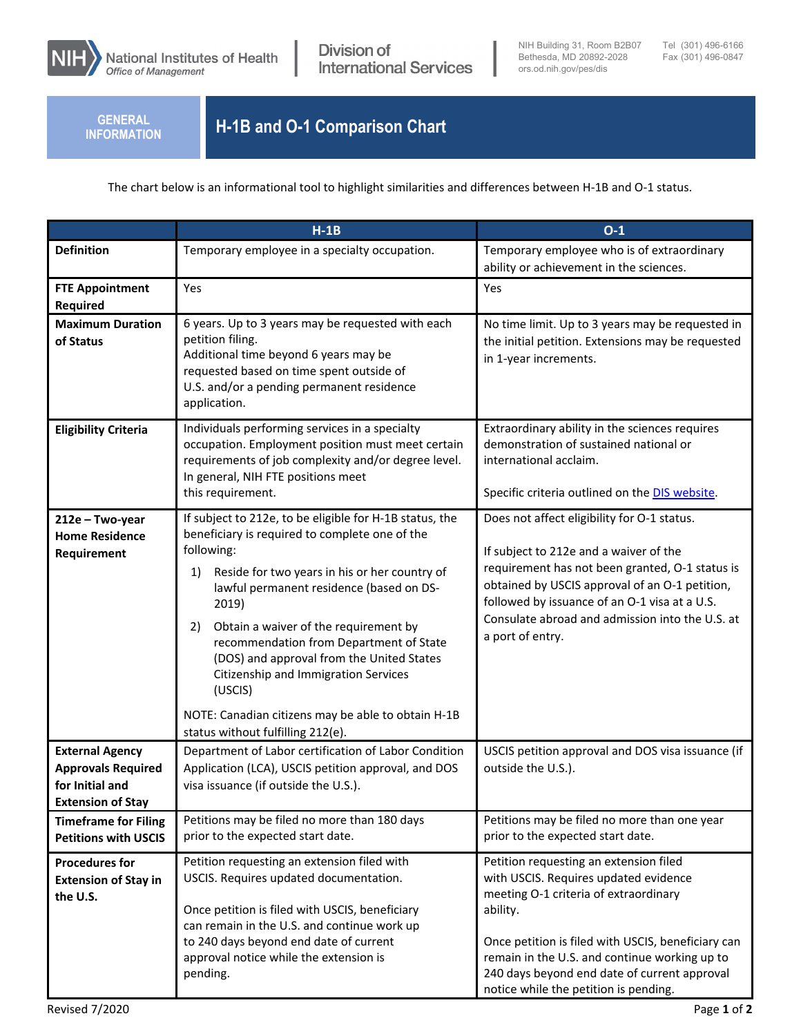National Institutes of Health
*Office of Management*

Division of International Services

NIH Building 31, Room B2B07
Bethesda, MD 20892-2028
ors.od.nih.gov/pes/dis

Tel (301) 496-6166
Fax (301) 496-0847

GENERAL INFORMATION

# H-1B and O-1 Comparison Chart

The chart below is an informational tool to highlight similarities and differences between H-1B and O-1 status.

| | H-1B | O-1 |
|---|---|---|
| **Definition** | Temporary employee in a specialty occupation. | Temporary employee who is of extraordinary ability or achievement in the sciences. |
| **FTE Appointment Required** | Yes | Yes |
| **Maximum Duration of Status** | 6 years. Up to 3 years may be requested with each petition filing.<br>Additional time beyond 6 years may be requested based on time spent outside of U.S. and/or a pending permanent residence application. | No time limit. Up to 3 years may be requested in the initial petition. Extensions may be requested in 1-year increments. |
| **Eligibility Criteria** | Individuals performing services in a specialty occupation. Employment position must meet certain requirements of job complexity and/or degree level. In general, NIH FTE positions meet this requirement. | Extraordinary ability in the sciences requires demonstration of sustained national or international acclaim.<br><br>Specific criteria outlined on the DIS website. |
| **212e – Two-year Home Residence Requirement** | If subject to 212e, to be eligible for H-1B status, the beneficiary is required to complete one of the following:<br>1) Reside for two years in his or her country of lawful permanent residence (based on DS-2019)<br>2) Obtain a waiver of the requirement by recommendation from Department of State (DOS) and approval from the United States Citizenship and Immigration Services (USCIS)<br><br>NOTE: Canadian citizens may be able to obtain H-1B status without fulfilling 212(e). | Does not affect eligibility for O-1 status.<br><br>If subject to 212e and a waiver of the requirement has not been granted, O-1 status is obtained by USCIS approval of an O-1 petition, followed by issuance of an O-1 visa at a U.S. Consulate abroad and admission into the U.S. at a port of entry. |
| **External Agency Approvals Required for Initial and Extension of Stay** | Department of Labor certification of Labor Condition Application (LCA), USCIS petition approval, and DOS visa issuance (if outside the U.S.). | USCIS petition approval and DOS visa issuance (if outside the U.S.). |
| **Timeframe for Filing Petitions with USCIS** | Petitions may be filed no more than 180 days prior to the expected start date. | Petitions may be filed no more than one year prior to the expected start date. |
| **Procedures for Extension of Stay in the U.S.** | Petition requesting an extension filed with USCIS. Requires updated documentation.<br><br>Once petition is filed with USCIS, beneficiary can remain in the U.S. and continue work up to 240 days beyond end date of current approval notice while the extension is pending. | Petition requesting an extension filed with USCIS. Requires updated evidence meeting O-1 criteria of extraordinary ability.<br><br>Once petition is filed with USCIS, beneficiary can remain in the U.S. and continue working up to 240 days beyond end date of current approval notice while the petition is pending. |

Revised 7/2020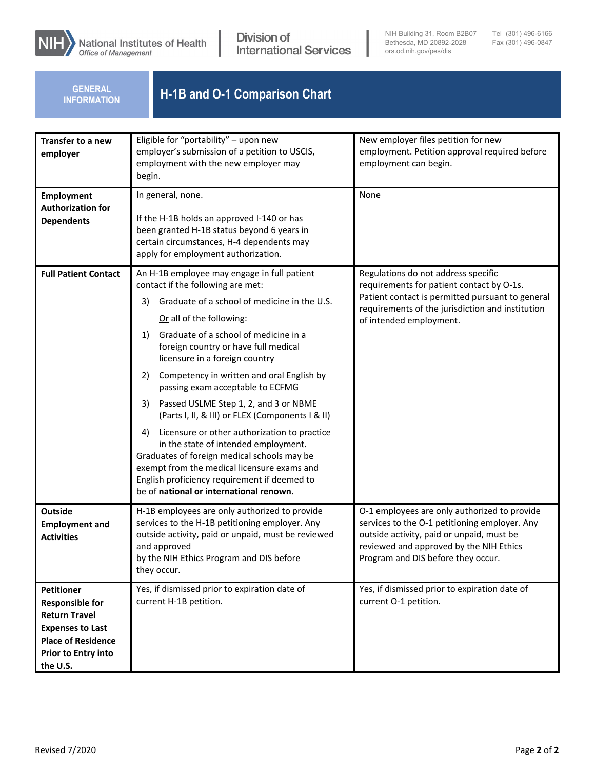**GENERAL INFORMATION**

# H-1B and O-1 Comparison Chart

| | | |
|---|---|---|
| **Transfer to a new employer** | Eligible for "portability" – upon new employer's submission of a petition to USCIS, employment with the new employer may begin. | New employer files petition for new employment. Petition approval required before employment can begin. |
| **Employment Authorization for Dependents** | In general, none.<br><br>If the H-1B holds an approved I-140 or has been granted H-1B status beyond 6 years in certain circumstances, H-4 dependents may apply for employment authorization. | None |
| **Full Patient Contact** | An H-1B employee may engage in full patient contact if the following are met:<br>3) Graduate of a school of medicine in the U.S.<br>Or all of the following:<br>1) Graduate of a school of medicine in a foreign country or have full medical licensure in a foreign country<br>2) Competency in written and oral English by passing exam acceptable to ECFMG<br>3) Passed USLME Step 1, 2, and 3 or NBME (Parts I, II, & III) or FLEX (Components I & II)<br>4) Licensure or other authorization to practice in the state of intended employment.<br>Graduates of foreign medical schools may be exempt from the medical licensure exams and English proficiency requirement if deemed to be of **national or international renown.** | Regulations do not address specific requirements for patient contact by O-1s. Patient contact is permitted pursuant to general requirements of the jurisdiction and institution of intended employment. |
| **Outside Employment and Activities** | H-1B employees are only authorized to provide services to the H-1B petitioning employer. Any outside activity, paid or unpaid, must be reviewed and approved by the NIH Ethics Program and DIS before they occur. | O-1 employees are only authorized to provide services to the O-1 petitioning employer. Any outside activity, paid or unpaid, must be reviewed and approved by the NIH Ethics Program and DIS before they occur. |
| **Petitioner Responsible for Return Travel Expenses to Last Place of Residence Prior to Entry into the U.S.** | Yes, if dismissed prior to expiration date of current H-1B petition. | Yes, if dismissed prior to expiration date of current O-1 petition. |

Revised 7/2020